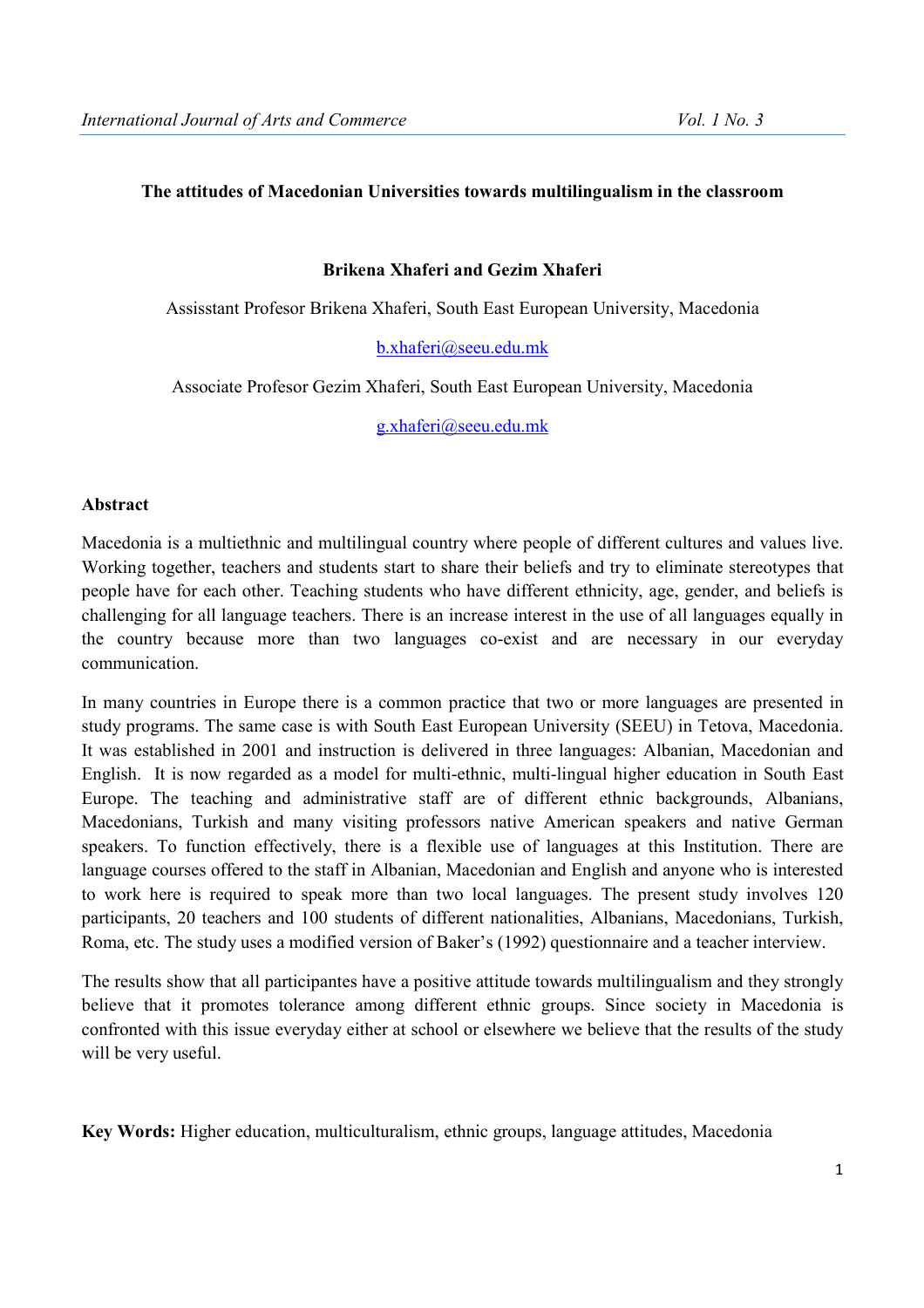# The attitudes of Macedonian Universities towards multilingualism in the classroom

**Brikena Xhaferi and Gezim Xhaferi**

Assisstant Profesor Brikena Xhaferi, South East European University, Macedonia

b.xhaferi@seeu.edu.mk

Associate Profesor Gezim Xhaferi, South East European University, Macedonia

g.xhaferi@seeu.edu.mk

## Abstract

Macedonia is a multiethnic and multilingual country where people of different cultures and values live. Working together, teachers and students start to share their beliefs and try to eliminate stereotypes that people have for each other. Teaching students who have different ethnicity, age, gender, and beliefs is challenging for all language teachers. There is an increase interest in the use of all languages equally in the country because more than two languages co-exist and are necessary in our everyday communication.

In many countries in Europe there is a common practice that two or more languages are presented in study programs. The same case is with South East European University (SEEU) in Tetova, Macedonia. It was established in 2001 and instruction is delivered in three languages: Albanian, Macedonian and English. It is now regarded as a model for multi-ethnic, multi-lingual higher education in South East Europe. The teaching and administrative staff are of different ethnic backgrounds, Albanians, Macedonians, Turkish and many visiting professors native American speakers and native German speakers. To function effectively, there is a flexible use of languages at this Institution. There are language courses offered to the staff in Albanian, Macedonian and English and anyone who is interested to work here is required to speak more than two local languages. The present study involves 120 participants, 20 teachers and 100 students of different nationalities, Albanians, Macedonians, Turkish, Roma, etc. The study uses a modified version of Baker's (1992) questionnaire and a teacher interview.

The results show that all participantes have a positive attitude towards multilingualism and they strongly believe that it promotes tolerance among different ethnic groups. Since society in Macedonia is confronted with this issue everyday either at school or elsewhere we believe that the results of the study will be very useful.

**Key Words:** Higher education, multiculturalism, ethnic groups, language attitudes, Macedonia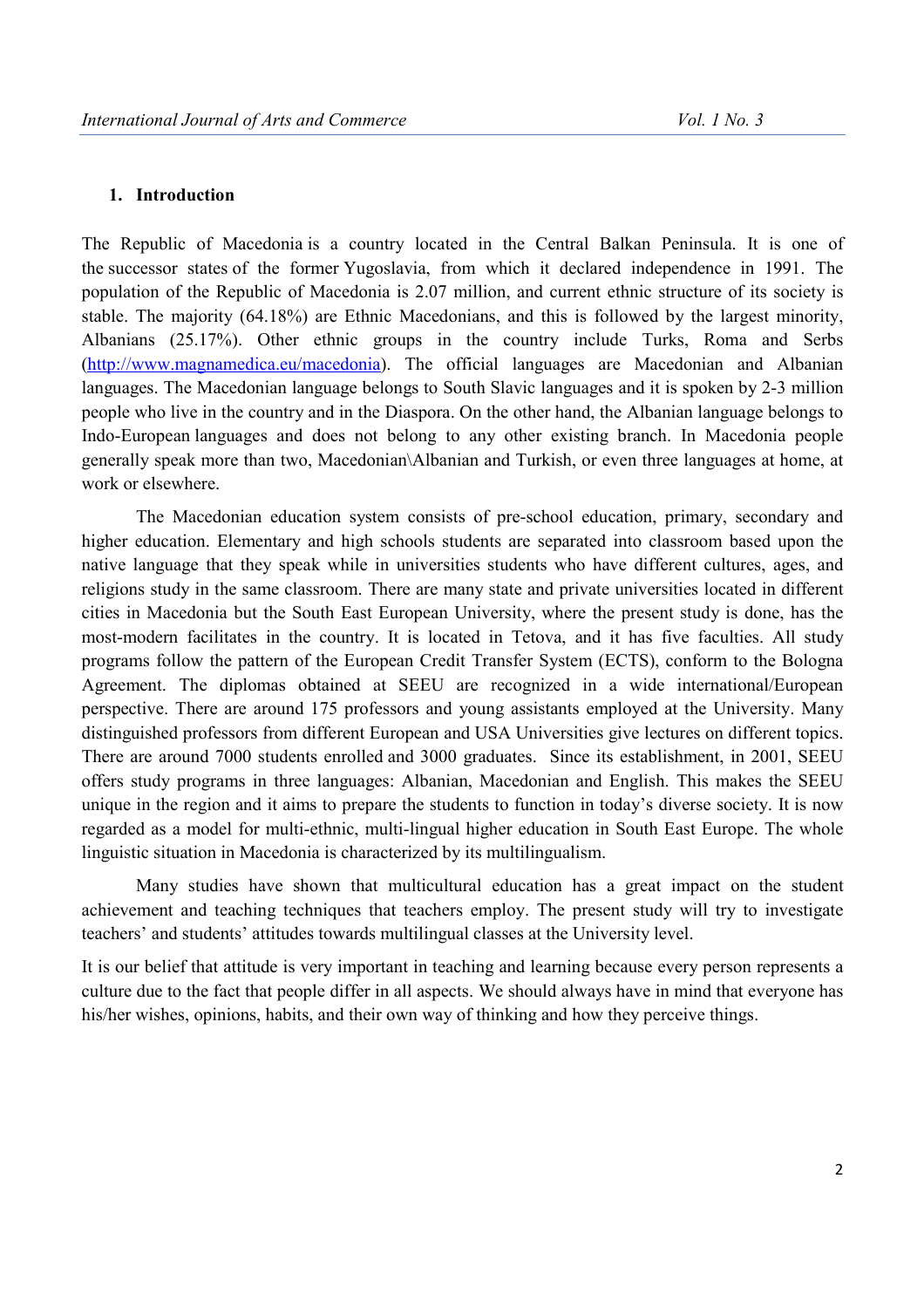## 1. Introduction

The Republic of Macedonia is a country located in the Central Balkan Peninsula. It is one of the successor states of the former Yugoslavia, from which it declared independence in 1991. The population of the Republic of Macedonia is 2.07 million, and current ethnic structure of its society is stable. The majority (64.18%) are Ethnic Macedonians, and this is followed by the largest minority, Albanians (25.17%). Other ethnic groups in the country include Turks, Roma and Serbs (http://www.magnamedica.eu/macedonia). The official languages are Macedonian and Albanian languages. The Macedonian language belongs to South Slavic languages and it is spoken by 2-3 million people who live in the country and in the Diaspora. On the other hand, the Albanian language belongs to Indo-European languages and does not belong to any other existing branch. In Macedonia people generally speak more than two, Macedonian\Albanian and Turkish, or even three languages at home, at work or elsewhere.

The Macedonian education system consists of pre-school education, primary, secondary and higher education. Elementary and high schools students are separated into classroom based upon the native language that they speak while in universities students who have different cultures, ages, and religions study in the same classroom. There are many state and private universities located in different cities in Macedonia but the South East European University, where the present study is done, has the most-modern facilitates in the country. It is located in Tetova, and it has five faculties. All study programs follow the pattern of the European Credit Transfer System (ECTS), conform to the Bologna Agreement. The diplomas obtained at SEEU are recognized in a wide international/European perspective. There are around 175 professors and young assistants employed at the University. Many distinguished professors from different European and USA Universities give lectures on different topics. There are around 7000 students enrolled and 3000 graduates. Since its establishment, in 2001, SEEU offers study programs in three languages: Albanian, Macedonian and English. This makes the SEEU unique in the region and it aims to prepare the students to function in today's diverse society. It is now regarded as a model for multi-ethnic, multi-lingual higher education in South East Europe. The whole linguistic situation in Macedonia is characterized by its multilingualism.

Many studies have shown that multicultural education has a great impact on the student achievement and teaching techniques that teachers employ. The present study will try to investigate teachers' and students' attitudes towards multilingual classes at the University level.

It is our belief that attitude is very important in teaching and learning because every person represents a culture due to the fact that people differ in all aspects. We should always have in mind that everyone has his/her wishes, opinions, habits, and their own way of thinking and how they perceive things.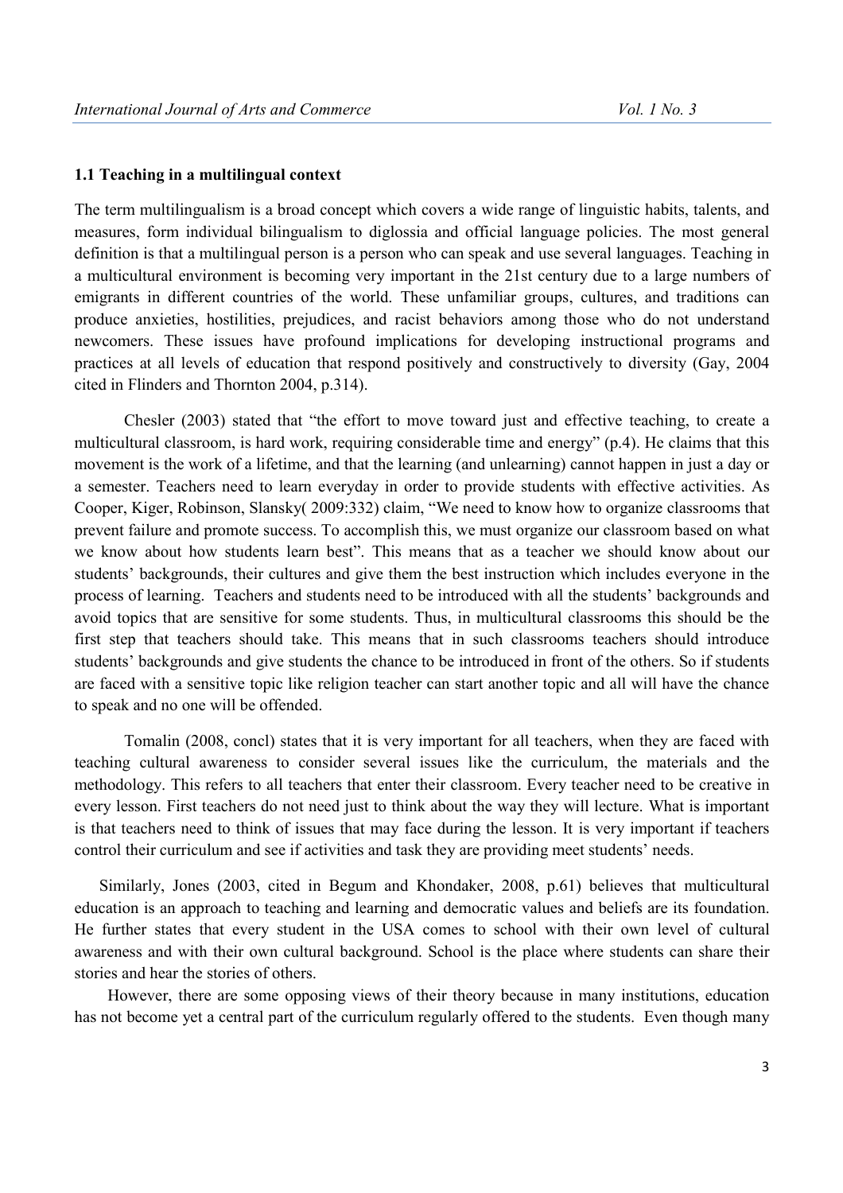### 1.1 Teaching in a multilingual context

The term multilingualism is a broad concept which covers a wide range of linguistic habits, talents, and measures, form individual bilingualism to diglossia and official language policies. The most general definition is that a multilingual person is a person who can speak and use several languages. Teaching in a multicultural environment is becoming very important in the 21st century due to a large numbers of emigrants in different countries of the world. These unfamiliar groups, cultures, and traditions can produce anxieties, hostilities, prejudices, and racist behaviors among those who do not understand newcomers. These issues have profound implications for developing instructional programs and practices at all levels of education that respond positively and constructively to diversity (Gay, 2004 cited in Flinders and Thornton 2004, p.314).

Chesler (2003) stated that "the effort to move toward just and effective teaching, to create a multicultural classroom, is hard work, requiring considerable time and energy" (p.4). He claims that this movement is the work of a lifetime, and that the learning (and unlearning) cannot happen in just a day or a semester. Teachers need to learn everyday in order to provide students with effective activities. As Cooper, Kiger, Robinson, Slansky( 2009:332) claim, "We need to know how to organize classrooms that prevent failure and promote success. To accomplish this, we must organize our classroom based on what we know about how students learn best". This means that as a teacher we should know about our students' backgrounds, their cultures and give them the best instruction which includes everyone in the process of learning. Teachers and students need to be introduced with all the students' backgrounds and avoid topics that are sensitive for some students. Thus, in multicultural classrooms this should be the first step that teachers should take. This means that in such classrooms teachers should introduce students' backgrounds and give students the chance to be introduced in front of the others. So if students are faced with a sensitive topic like religion teacher can start another topic and all will have the chance to speak and no one will be offended.

Tomalin (2008, concl) states that it is very important for all teachers, when they are faced with teaching cultural awareness to consider several issues like the curriculum, the materials and the methodology. This refers to all teachers that enter their classroom. Every teacher need to be creative in every lesson. First teachers do not need just to think about the way they will lecture. What is important is that teachers need to think of issues that may face during the lesson. It is very important if teachers control their curriculum and see if activities and task they are providing meet students' needs.

Similarly, Jones (2003, cited in Begum and Khondaker, 2008, p.61) believes that multicultural education is an approach to teaching and learning and democratic values and beliefs are its foundation. He further states that every student in the USA comes to school with their own level of cultural awareness and with their own cultural background. School is the place where students can share their stories and hear the stories of others.

However, there are some opposing views of their theory because in many institutions, education has not become yet a central part of the curriculum regularly offered to the students. Even though many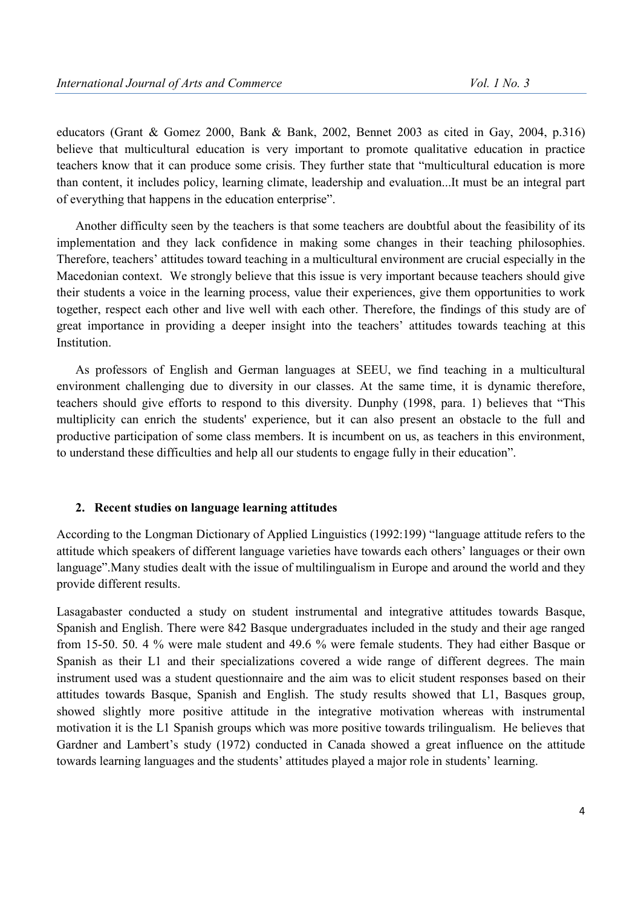educators (Grant & Gomez 2000, Bank & Bank, 2002, Bennet 2003 as cited in Gay, 2004, p.316) believe that multicultural education is very important to promote qualitative education in practice teachers know that it can produce some crisis. They further state that "multicultural education is more than content, it includes policy, learning climate, leadership and evaluation...It must be an integral part of everything that happens in the education enterprise".

Another difficulty seen by the teachers is that some teachers are doubtful about the feasibility of its implementation and they lack confidence in making some changes in their teaching philosophies. Therefore, teachers' attitudes toward teaching in a multicultural environment are crucial especially in the Macedonian context. We strongly believe that this issue is very important because teachers should give their students a voice in the learning process, value their experiences, give them opportunities to work together, respect each other and live well with each other. Therefore, the findings of this study are of great importance in providing a deeper insight into the teachers' attitudes towards teaching at this Institution.

As professors of English and German languages at SEEU, we find teaching in a multicultural environment challenging due to diversity in our classes. At the same time, it is dynamic therefore, teachers should give efforts to respond to this diversity. Dunphy (1998, para. 1) believes that "This multiplicity can enrich the students' experience, but it can also present an obstacle to the full and productive participation of some class members. It is incumbent on us, as teachers in this environment, to understand these difficulties and help all our students to engage fully in their education".

## 2. Recent studies on language learning attitudes

According to the Longman Dictionary of Applied Linguistics (1992:199) "language attitude refers to the attitude which speakers of different language varieties have towards each others' languages or their own language".Many studies dealt with the issue of multilingualism in Europe and around the world and they provide different results.

Lasagabaster conducted a study on student instrumental and integrative attitudes towards Basque, Spanish and English. There were 842 Basque undergraduates included in the study and their age ranged from 15-50. 50. 4 % were male student and 49.6 % were female students. They had either Basque or Spanish as their L1 and their specializations covered a wide range of different degrees. The main instrument used was a student questionnaire and the aim was to elicit student responses based on their attitudes towards Basque, Spanish and English. The study results showed that L1, Basques group, showed slightly more positive attitude in the integrative motivation whereas with instrumental motivation it is the L1 Spanish groups which was more positive towards trilingualism. He believes that Gardner and Lambert's study (1972) conducted in Canada showed a great influence on the attitude towards learning languages and the students' attitudes played a major role in students' learning.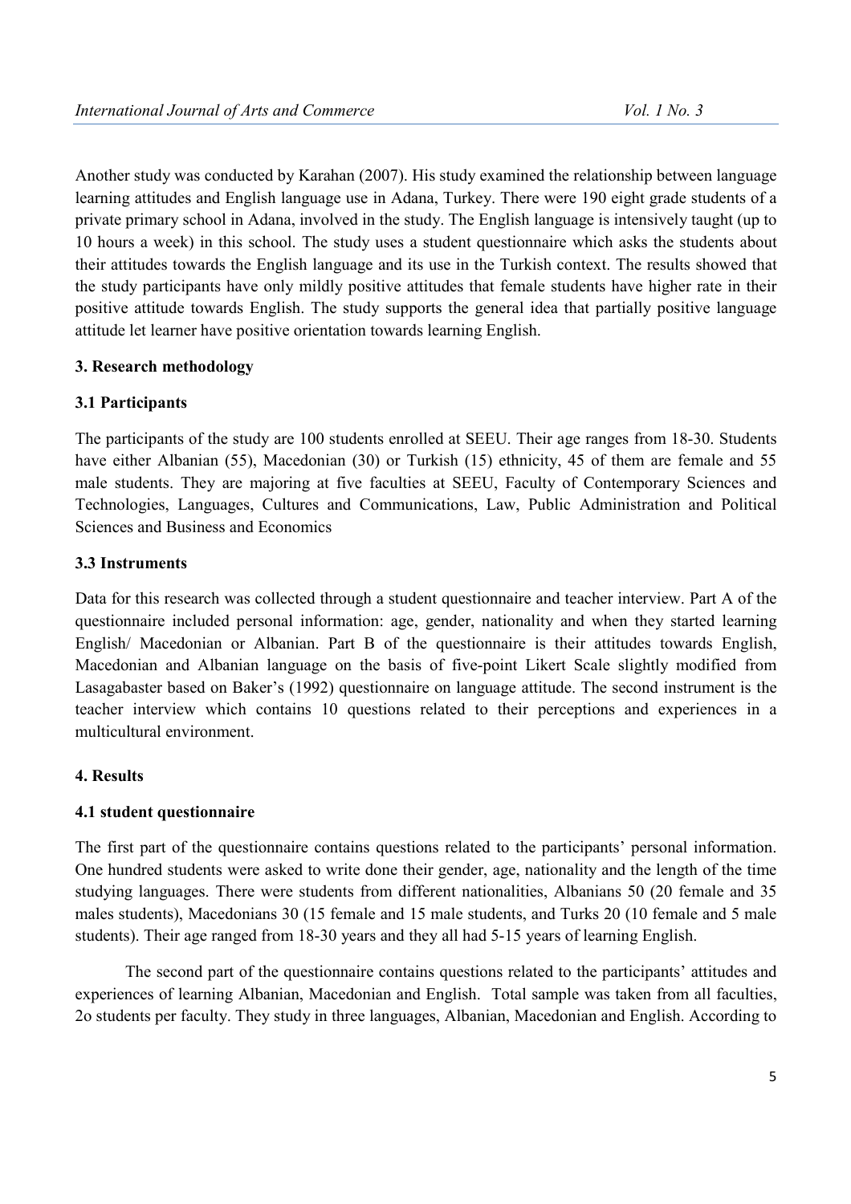Another study was conducted by Karahan (2007). His study examined the relationship between language learning attitudes and English language use in Adana, Turkey. There were 190 eight grade students of a private primary school in Adana, involved in the study. The English language is intensively taught (up to 10 hours a week) in this school. The study uses a student questionnaire which asks the students about their attitudes towards the English language and its use in the Turkish context. The results showed that the study participants have only mildly positive attitudes that female students have higher rate in their positive attitude towards English. The study supports the general idea that partially positive language attitude let learner have positive orientation towards learning English.

## 3. Research methodology

### 3.1 Participants

The participants of the study are 100 students enrolled at SEEU. Their age ranges from 18-30. Students have either Albanian (55), Macedonian (30) or Turkish (15) ethnicity, 45 of them are female and 55 male students. They are majoring at five faculties at SEEU, Faculty of Contemporary Sciences and Technologies, Languages, Cultures and Communications, Law, Public Administration and Political Sciences and Business and Economics

### 3.3 Instruments

Data for this research was collected through a student questionnaire and teacher interview. Part A of the questionnaire included personal information: age, gender, nationality and when they started learning English/ Macedonian or Albanian. Part B of the questionnaire is their attitudes towards English, Macedonian and Albanian language on the basis of five-point Likert Scale slightly modified from Lasagabaster based on Baker's (1992) questionnaire on language attitude. The second instrument is the teacher interview which contains 10 questions related to their perceptions and experiences in a multicultural environment.

## 4. Results

### 4.1 student questionnaire

The first part of the questionnaire contains questions related to the participants' personal information. One hundred students were asked to write done their gender, age, nationality and the length of the time studying languages. There were students from different nationalities, Albanians 50 (20 female and 35 males students), Macedonians 30 (15 female and 15 male students, and Turks 20 (10 female and 5 male students). Their age ranged from 18-30 years and they all had 5-15 years of learning English.

The second part of the questionnaire contains questions related to the participants' attitudes and experiences of learning Albanian, Macedonian and English. Total sample was taken from all faculties, 2o students per faculty. They study in three languages, Albanian, Macedonian and English. According to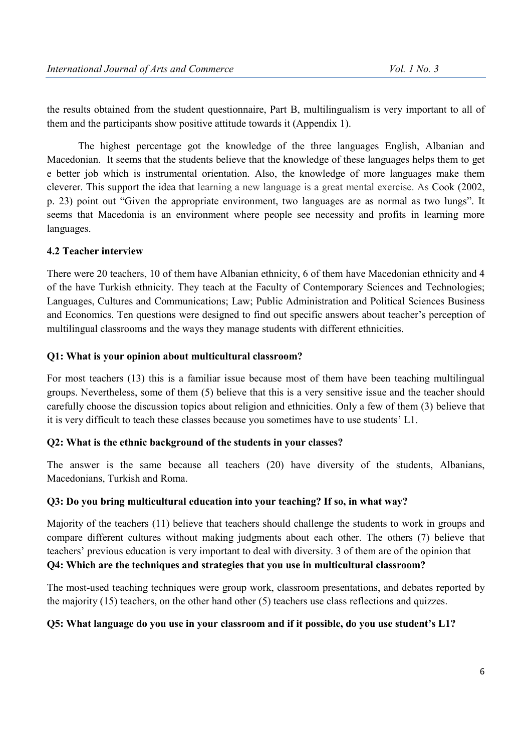the results obtained from the student questionnaire, Part B, multilingualism is very important to all of them and the participants show positive attitude towards it (Appendix 1).

The highest percentage got the knowledge of the three languages English, Albanian and Macedonian. It seems that the students believe that the knowledge of these languages helps them to get e better job which is instrumental orientation. Also, the knowledge of more languages make them cleverer. This support the idea that learning a new language is a great mental exercise. As Cook (2002, p. 23) point out "Given the appropriate environment, two languages are as normal as two lungs". It seems that Macedonia is an environment where people see necessity and profits in learning more languages.

### 4.2 Teacher interview

There were 20 teachers, 10 of them have Albanian ethnicity, 6 of them have Macedonian ethnicity and 4 of the have Turkish ethnicity. They teach at the Faculty of Contemporary Sciences and Technologies; Languages, Cultures and Communications; Law; Public Administration and Political Sciences Business and Economics. Ten questions were designed to find out specific answers about teacher's perception of multilingual classrooms and the ways they manage students with different ethnicities.

**Q1: What is your opinion about multicultural classroom?**

For most teachers (13) this is a familiar issue because most of them have been teaching multilingual groups. Nevertheless, some of them (5) believe that this is a very sensitive issue and the teacher should carefully choose the discussion topics about religion and ethnicities. Only a few of them (3) believe that it is very difficult to teach these classes because you sometimes have to use students' L1.

**Q2: What is the ethnic background of the students in your classes?**

The answer is the same because all teachers (20) have diversity of the students, Albanians, Macedonians, Turkish and Roma.

**Q3: Do you bring multicultural education into your teaching? If so, in what way?**

Majority of the teachers (11) believe that teachers should challenge the students to work in groups and compare different cultures without making judgments about each other. The others (7) believe that teachers' previous education is very important to deal with diversity. 3 of them are of the opinion that

**Q4: Which are the techniques and strategies that you use in multicultural classroom?**

The most-used teaching techniques were group work, classroom presentations, and debates reported by the majority (15) teachers, on the other hand other (5) teachers use class reflections and quizzes.

**Q5: What language do you use in your classroom and if it possible, do you use student's L1?**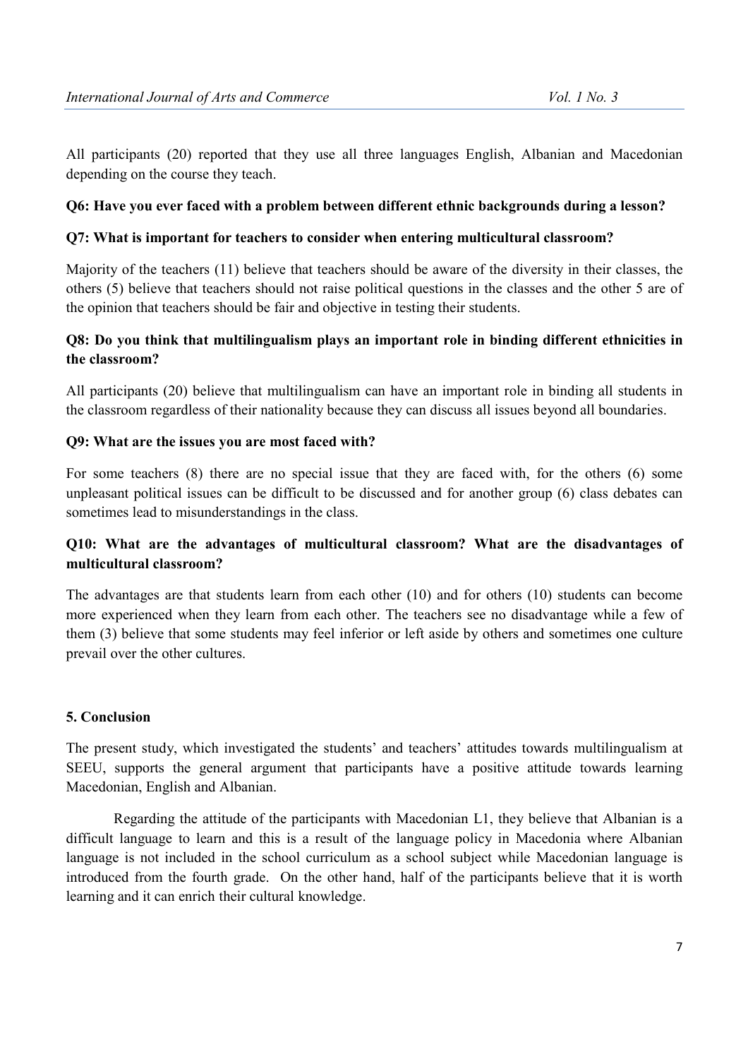All participants (20) reported that they use all three languages English, Albanian and Macedonian depending on the course they teach.

**Q6: Have you ever faced with a problem between different ethnic backgrounds during a lesson?**

**Q7: What is important for teachers to consider when entering multicultural classroom?**

Majority of the teachers (11) believe that teachers should be aware of the diversity in their classes, the others (5) believe that teachers should not raise political questions in the classes and the other 5 are of the opinion that teachers should be fair and objective in testing their students.

**Q8: Do you think that multilingualism plays an important role in binding different ethnicities in the classroom?**

All participants (20) believe that multilingualism can have an important role in binding all students in the classroom regardless of their nationality because they can discuss all issues beyond all boundaries.

**Q9: What are the issues you are most faced with?**

For some teachers (8) there are no special issue that they are faced with, for the others (6) some unpleasant political issues can be difficult to be discussed and for another group (6) class debates can sometimes lead to misunderstandings in the class.

**Q10: What are the advantages of multicultural classroom? What are the disadvantages of multicultural classroom?**

The advantages are that students learn from each other (10) and for others (10) students can become more experienced when they learn from each other. The teachers see no disadvantage while a few of them (3) believe that some students may feel inferior or left aside by others and sometimes one culture prevail over the other cultures.

## 5. Conclusion

The present study, which investigated the students' and teachers' attitudes towards multilingualism at SEEU, supports the general argument that participants have a positive attitude towards learning Macedonian, English and Albanian.

Regarding the attitude of the participants with Macedonian L1, they believe that Albanian is a difficult language to learn and this is a result of the language policy in Macedonia where Albanian language is not included in the school curriculum as a school subject while Macedonian language is introduced from the fourth grade. On the other hand, half of the participants believe that it is worth learning and it can enrich their cultural knowledge.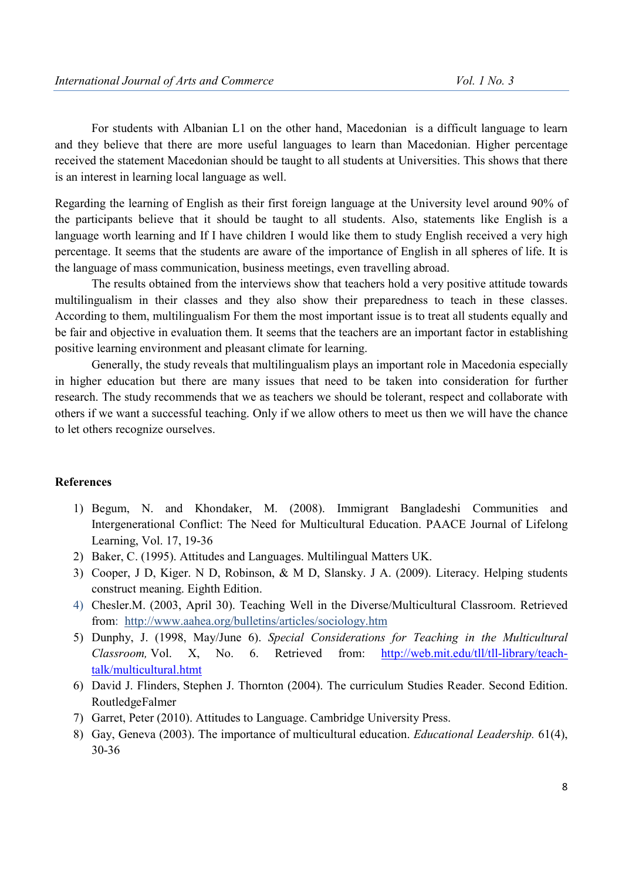For students with Albanian L1 on the other hand, Macedonian is a difficult language to learn and they believe that there are more useful languages to learn than Macedonian. Higher percentage received the statement Macedonian should be taught to all students at Universities. This shows that there is an interest in learning local language as well.

Regarding the learning of English as their first foreign language at the University level around 90% of the participants believe that it should be taught to all students. Also, statements like English is a language worth learning and If I have children I would like them to study English received a very high percentage. It seems that the students are aware of the importance of English in all spheres of life. It is the language of mass communication, business meetings, even travelling abroad.

The results obtained from the interviews show that teachers hold a very positive attitude towards multilingualism in their classes and they also show their preparedness to teach in these classes. According to them, multilingualism For them the most important issue is to treat all students equally and be fair and objective in evaluation them. It seems that the teachers are an important factor in establishing positive learning environment and pleasant climate for learning.

Generally, the study reveals that multilingualism plays an important role in Macedonia especially in higher education but there are many issues that need to be taken into consideration for further research. The study recommends that we as teachers we should be tolerant, respect and collaborate with others if we want a successful teaching. Only if we allow others to meet us then we will have the chance to let others recognize ourselves.

**References**

1) Begum, N. and Khondaker, M. (2008). Immigrant Bangladeshi Communities and Intergenerational Conflict: The Need for Multicultural Education. PAACE Journal of Lifelong Learning, Vol. 17, 19-36
2) Baker, C. (1995). Attitudes and Languages. Multilingual Matters UK.
3) Cooper, J D, Kiger. N D, Robinson, & M D, Slansky. J A. (2009). Literacy. Helping students construct meaning. Eighth Edition.
4) Chesler.M. (2003, April 30). Teaching Well in the Diverse/Multicultural Classroom. Retrieved from: http://www.aahea.org/bulletins/articles/sociology.htm
5) Dunphy, J. (1998, May/June 6). *Special Considerations for Teaching in the Multicultural Classroom,* Vol. X, No. 6. Retrieved from: http://web.mit.edu/tll/tll-library/teach-talk/multicultural.htmt
6) David J. Flinders, Stephen J. Thornton (2004). The curriculum Studies Reader. Second Edition. RoutledgeFalmer
7) Garret, Peter (2010). Attitudes to Language. Cambridge University Press.
8) Gay, Geneva (2003). The importance of multicultural education. *Educational Leadership.* 61(4), 30-36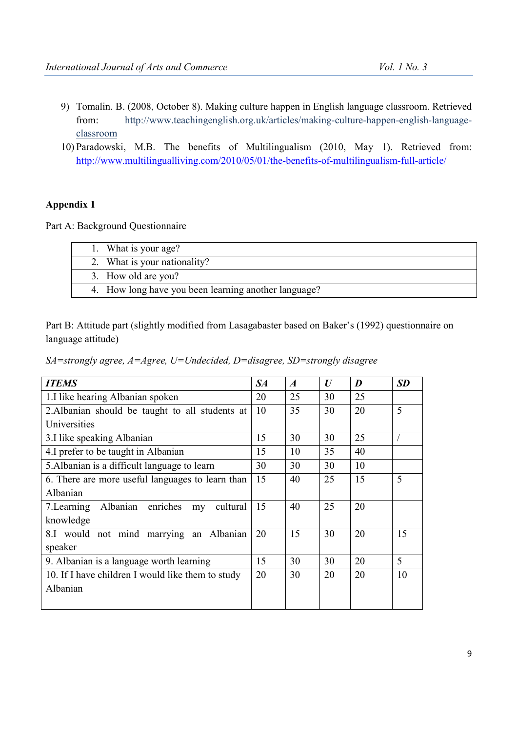9) Tomalin. B. (2008, October 8). Making culture happen in English language classroom. Retrieved from: http://www.teachingenglish.org.uk/articles/making-culture-happen-english-language-classroom
10) Paradowski, M.B. The benefits of Multilingualism (2010, May 1). Retrieved from: http://www.multilingualliving.com/2010/05/01/the-benefits-of-multilingualism-full-article/

**Appendix 1**

Part A: Background Questionnaire

| 1. What is your age? |
|---|
| 2. What is your nationality? |
| 3. How old are you? |
| 4. How long have you been learning another language? |

Part B: Attitude part (slightly modified from Lasagabaster based on Baker's (1992) questionnaire on language attitude)

*SA=strongly agree, A=Agree, U=Undecided, D=disagree, SD=strongly disagree*

| ***ITEMS*** | ***SA*** | ***A*** | ***U*** | ***D*** | ***SD*** |
|---|---|---|---|---|---|
| 1.I like hearing Albanian spoken | 20 | 25 | 30 | 25 | |
| 2.Albanian should be taught to all students at Universities | 10 | 35 | 30 | 20 | 5 |
| 3.I like speaking Albanian | 15 | 30 | 30 | 25 | / |
| 4.I prefer to be taught in Albanian | 15 | 10 | 35 | 40 | |
| 5.Albanian is a difficult language to learn | 30 | 30 | 30 | 10 | |
| 6. There are more useful languages to learn than Albanian | 15 | 40 | 25 | 15 | 5 |
| 7.Learning Albanian enriches my cultural knowledge | 15 | 40 | 25 | 20 | |
| 8.I would not mind marrying an Albanian speaker | 20 | 15 | 30 | 20 | 15 |
| 9. Albanian is a language worth learning | 15 | 30 | 30 | 20 | 5 |
| 10. If I have children I would like them to study Albanian | 20 | 30 | 20 | 20 | 10 |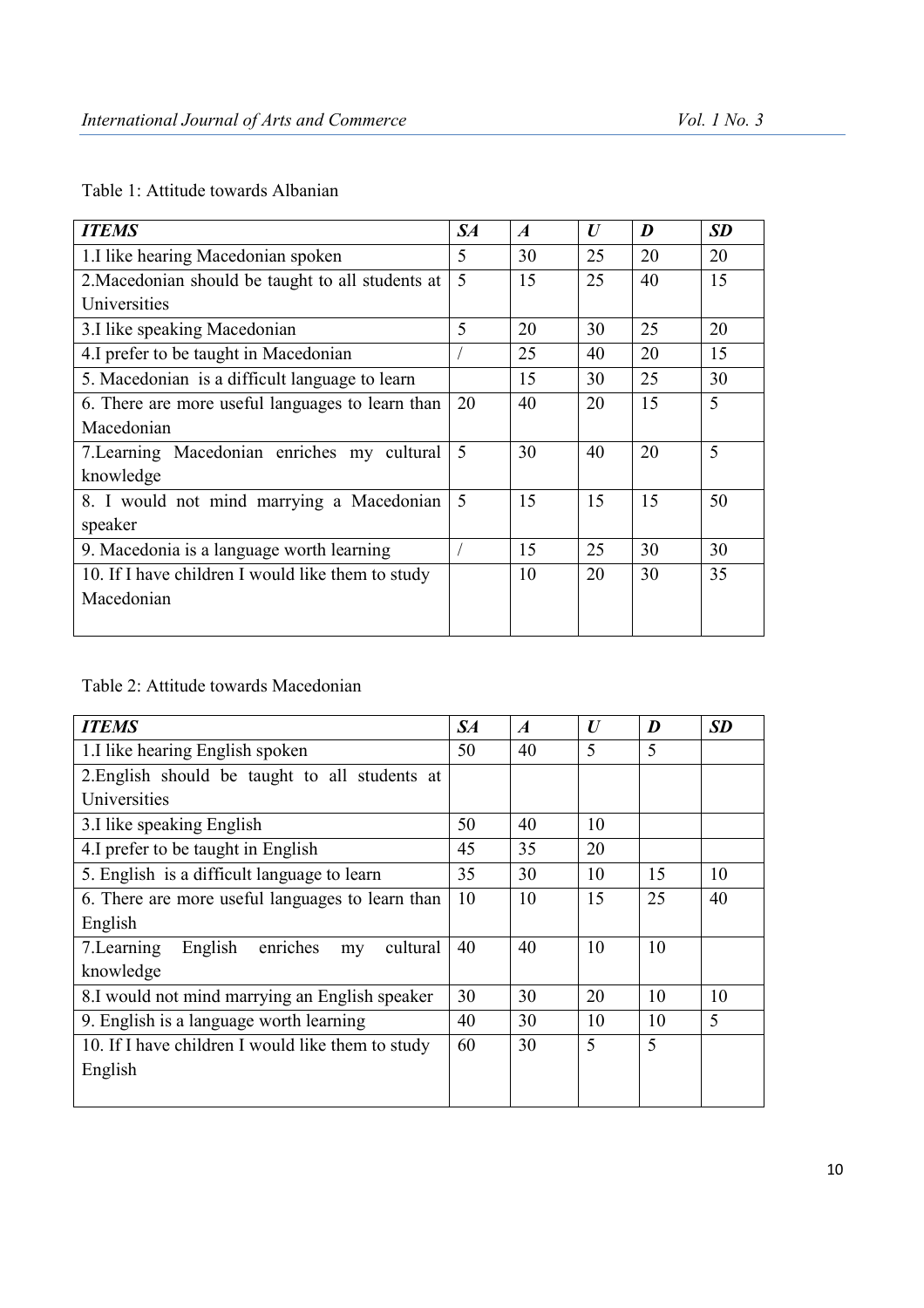Table 1: Attitude towards Albanian

| *ITEMS* | *SA* | *A* | *U* | *D* | *SD* |
|---|---|---|---|---|---|
| 1.I like hearing Macedonian spoken | 5 | 30 | 25 | 20 | 20 |
| 2.Macedonian should be taught to all students at Universities | 5 | 15 | 25 | 40 | 15 |
| 3.I like speaking Macedonian | 5 | 20 | 30 | 25 | 20 |
| 4.I prefer to be taught in Macedonian | / | 25 | 40 | 20 | 15 |
| 5. Macedonian is a difficult language to learn | | 15 | 30 | 25 | 30 |
| 6. There are more useful languages to learn than Macedonian | 20 | 40 | 20 | 15 | 5 |
| 7.Learning Macedonian enriches my cultural knowledge | 5 | 30 | 40 | 20 | 5 |
| 8. I would not mind marrying a Macedonian speaker | 5 | 15 | 15 | 15 | 50 |
| 9. Macedonia is a language worth learning | / | 15 | 25 | 30 | 30 |
| 10. If I have children I would like them to study Macedonian | | 10 | 20 | 30 | 35 |

Table 2: Attitude towards Macedonian

| *ITEMS* | *SA* | *A* | *U* | *D* | *SD* |
|---|---|---|---|---|---|
| 1.I like hearing English spoken | 50 | 40 | 5 | 5 | |
| 2.English should be taught to all students at Universities | | | | | |
| 3.I like speaking English | 50 | 40 | 10 | | |
| 4.I prefer to be taught in English | 45 | 35 | 20 | | |
| 5. English is a difficult language to learn | 35 | 30 | 10 | 15 | 10 |
| 6. There are more useful languages to learn than English | 10 | 10 | 15 | 25 | 40 |
| 7.Learning English enriches my cultural knowledge | 40 | 40 | 10 | 10 | |
| 8.I would not mind marrying an English speaker | 30 | 30 | 20 | 10 | 10 |
| 9. English is a language worth learning | 40 | 30 | 10 | 10 | 5 |
| 10. If I have children I would like them to study English | 60 | 30 | 5 | 5 | |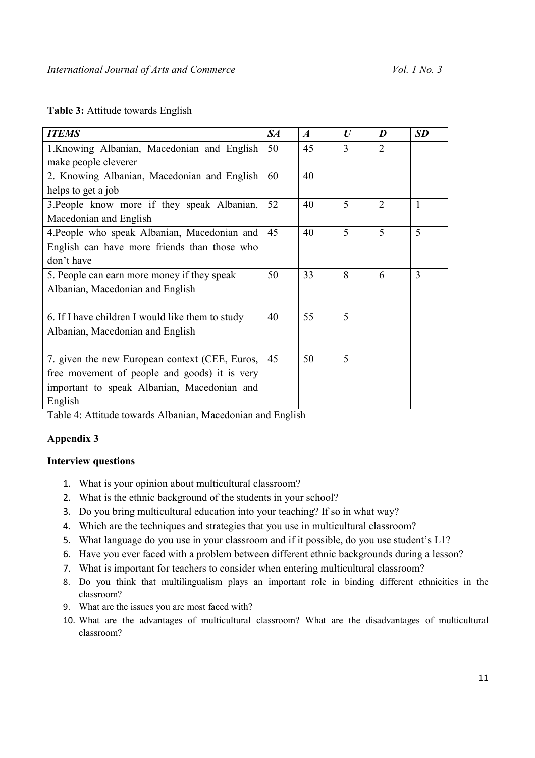**Table 3:** Attitude towards English

| *ITEMS* | *SA* | *A* | *U* | *D* | *SD* |
|---|---|---|---|---|---|
| 1.Knowing Albanian, Macedonian and English make people cleverer | 50 | 45 | 3 | 2 | |
| 2. Knowing Albanian, Macedonian and English helps to get a job | 60 | 40 | | | |
| 3.People know more if they speak Albanian, Macedonian and English | 52 | 40 | 5 | 2 | 1 |
| 4.People who speak Albanian, Macedonian and English can have more friends than those who don't have | 45 | 40 | 5 | 5 | 5 |
| 5. People can earn more money if they speak Albanian, Macedonian and English | 50 | 33 | 8 | 6 | 3 |
| 6. If I have children I would like them to study Albanian, Macedonian and English | 40 | 55 | 5 | | |
| 7. given the new European context (CEE, Euros, free movement of people and goods) it is very important to speak Albanian, Macedonian and English | 45 | 50 | 5 | | |

Table 4: Attitude towards Albanian, Macedonian and English

**Appendix 3**

**Interview questions**

1. What is your opinion about multicultural classroom?
2. What is the ethnic background of the students in your school?
3. Do you bring multicultural education into your teaching? If so in what way?
4. Which are the techniques and strategies that you use in multicultural classroom?
5. What language do you use in your classroom and if it possible, do you use student's L1?
6. Have you ever faced with a problem between different ethnic backgrounds during a lesson?
7. What is important for teachers to consider when entering multicultural classroom?
8. Do you think that multilingualism plays an important role in binding different ethnicities in the classroom?
9. What are the issues you are most faced with?
10. What are the advantages of multicultural classroom? What are the disadvantages of multicultural classroom?